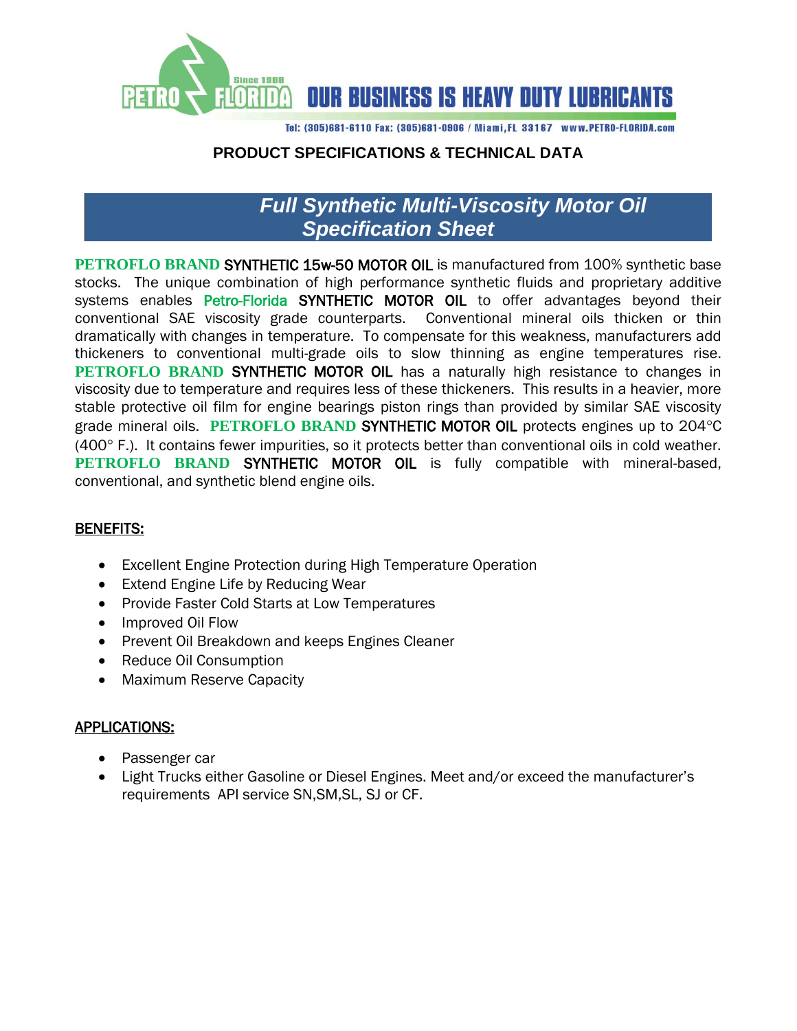PETRO FLORIDA Since 1988 **OUR BUSINESS IS HEAVY DUTY LUBRICANTS**

Tel: (305)681-6110 Fax: (305)681-0906 / Miami,FL 33167 www.PETRO-FLORIDA.com

## PRODUCT SPECIFICATIONS & TECHNICAL DATA

# *Full Synthetic Multi-Viscosity Motor Oil Specification Sheet*

**PETROFLO BRAND** SYNTHETIC 15w-50 MOTOR OIL is manufactured from 100% synthetic base stocks. The unique combination of high performance synthetic fluids and proprietary additive systems enables Petro-Florida SYNTHETIC MOTOR OIL to offer advantages beyond their conventional SAE viscosity grade counterparts. Conventional mineral oils thicken or thin dramatically with changes in temperature. To compensate for this weakness, manufacturers add thickeners to conventional multi-grade oils to slow thinning as engine temperatures rise. **PETROFLO BRAND** SYNTHETIC MOTOR OIL has a naturally high resistance to changes in viscosity due to temperature and requires less of these thickeners. This results in a heavier, more stable protective oil film for engine bearings piston rings than provided by similar SAE viscosity grade mineral oils. **PETROFLO BRAND** SYNTHETIC MOTOR OIL protects engines up to 204°C (400° F.). It contains fewer impurities, so it protects better than conventional oils in cold weather. **PETROFLO BRAND** SYNTHETIC MOTOR OIL is fully compatible with mineral-based, conventional, and synthetic blend engine oils.

## BENEFITS:

- Excellent Engine Protection during High Temperature Operation
- Extend Engine Life by Reducing Wear
- Provide Faster Cold Starts at Low Temperatures
- Improved Oil Flow
- Prevent Oil Breakdown and keeps Engines Cleaner
- Reduce Oil Consumption
- Maximum Reserve Capacity

## APPLICATIONS:

- Passenger car
- Light Trucks either Gasoline or Diesel Engines. Meet and/or exceed the manufacturer's requirements API service SN,SM,SL, SJ or CF.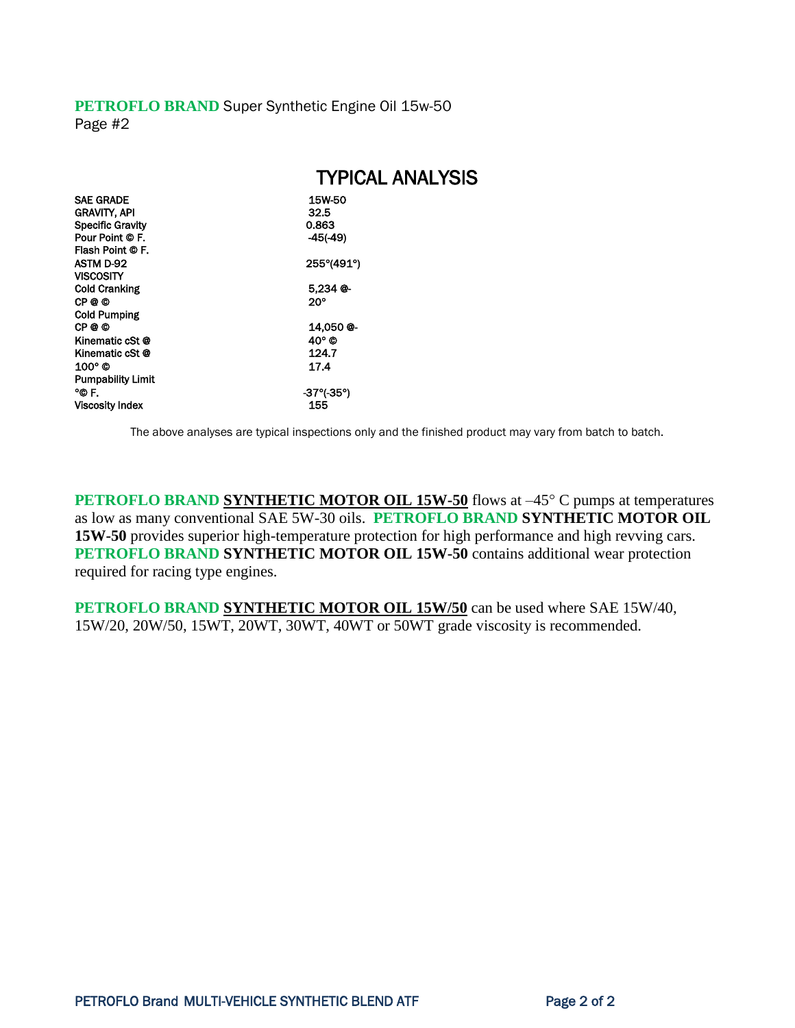**PETROFLO BRAND** Super Synthetic Engine Oil 15w-50
Page #2

# TYPICAL ANALYSIS

| | |
|---|---|
| SAE GRADE | 15W-50 |
| GRAVITY, API | 32.5 |
| Specific Gravity | 0.863 |
| Pour Point © F. | -45(-49) |
| Flash Point © F. | |
| ASTM D-92 | 255°(491°) |
| VISCOSITY | |
| Cold Cranking | 5,234 @- |
| CP @ © | 20° |
| Cold Pumping | |
| CP @ © | 14,050 @- |
| Kinematic cSt @ | 40° © |
| Kinematic cSt @ | 124.7 |
| 100° © | 17.4 |
| Pumpability Limit | |
| °© F. | -37°(-35°) |
| Viscosity Index | 155 |

The above analyses are typical inspections only and the finished product may vary from batch to batch.

**PETROFLO BRAND** **SYNTHETIC MOTOR OIL 15W-50** flows at –45° C pumps at temperatures as low as many conventional SAE 5W-30 oils. **PETROFLO BRAND** **SYNTHETIC MOTOR OIL 15W-50** provides superior high-temperature protection for high performance and high revving cars. **PETROFLO BRAND** **SYNTHETIC MOTOR OIL 15W-50** contains additional wear protection required for racing type engines.

**PETROFLO BRAND** **SYNTHETIC MOTOR OIL 15W/50** can be used where SAE 15W/40, 15W/20, 20W/50, 15WT, 20WT, 30WT, 40WT or 50WT grade viscosity is recommended.